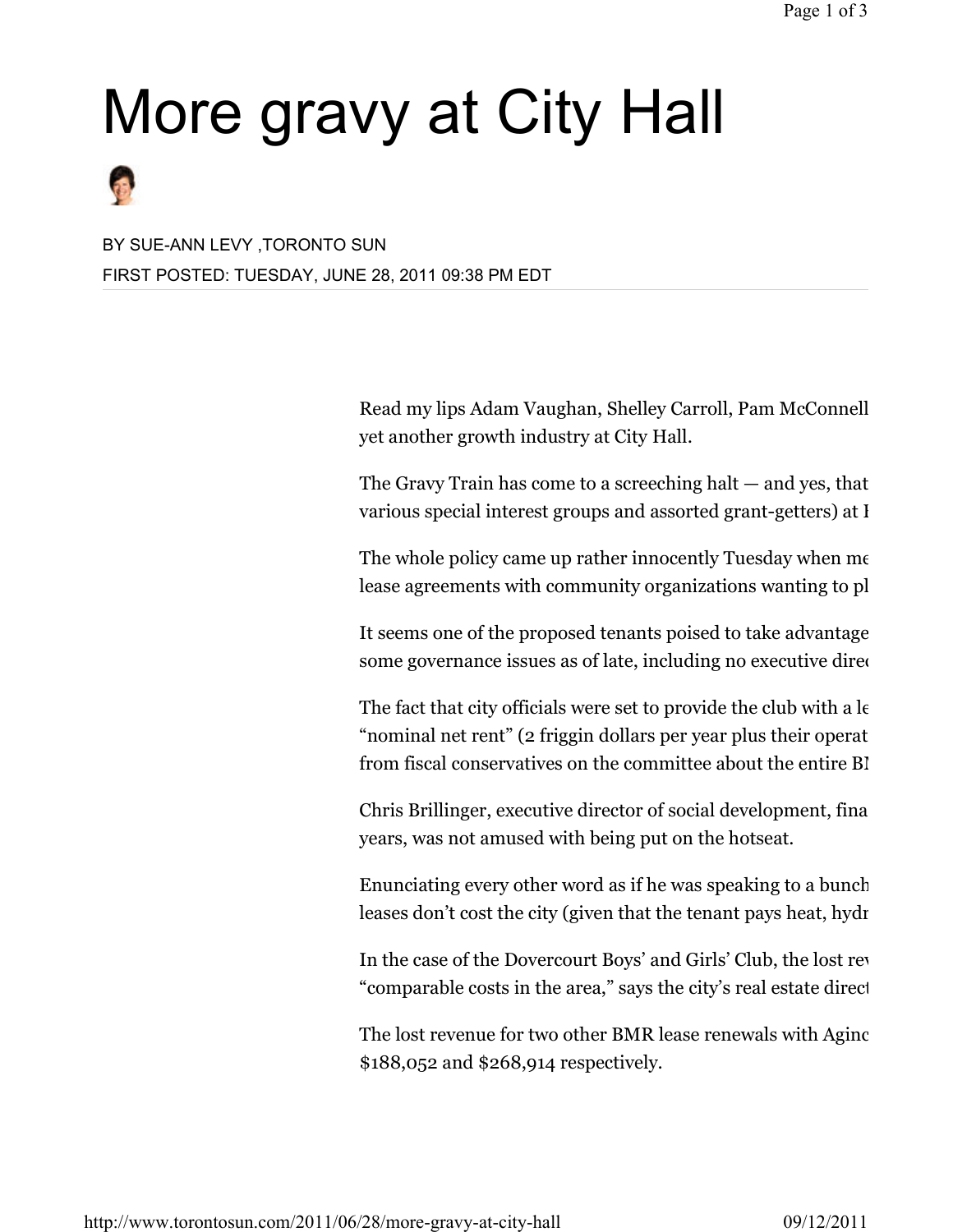# More gravy at City Hall

BY SUE-ANN LEVY ,TORONTO SUN

FIRST POSTED: TUESDAY, JUNE 28, 2011 09:38 PM EDT

Read my lips Adam Vaughan, Shelley Carroll, Pam McConnell
yet another growth industry at City Hall.

The Gravy Train has come to a screeching halt — and yes, that
various special interest groups and assorted grant-getters) at I

The whole policy came up rather innocently Tuesday when me
lease agreements with community organizations wanting to pl

It seems one of the proposed tenants poised to take advantage
some governance issues as of late, including no executive direc

The fact that city officials were set to provide the club with a le
"nominal net rent" (2 friggin dollars per year plus their operat
from fiscal conservatives on the committee about the entire BI

Chris Brillinger, executive director of social development, fina
years, was not amused with being put on the hotseat.

Enunciating every other word as if he was speaking to a bunch
leases don't cost the city (given that the tenant pays heat, hydr

In the case of the Dovercourt Boys' and Girls' Club, the lost rev
"comparable costs in the area," says the city's real estate direct

The lost revenue for two other BMR lease renewals with Aginc
$188,052 and $268,914 respectively.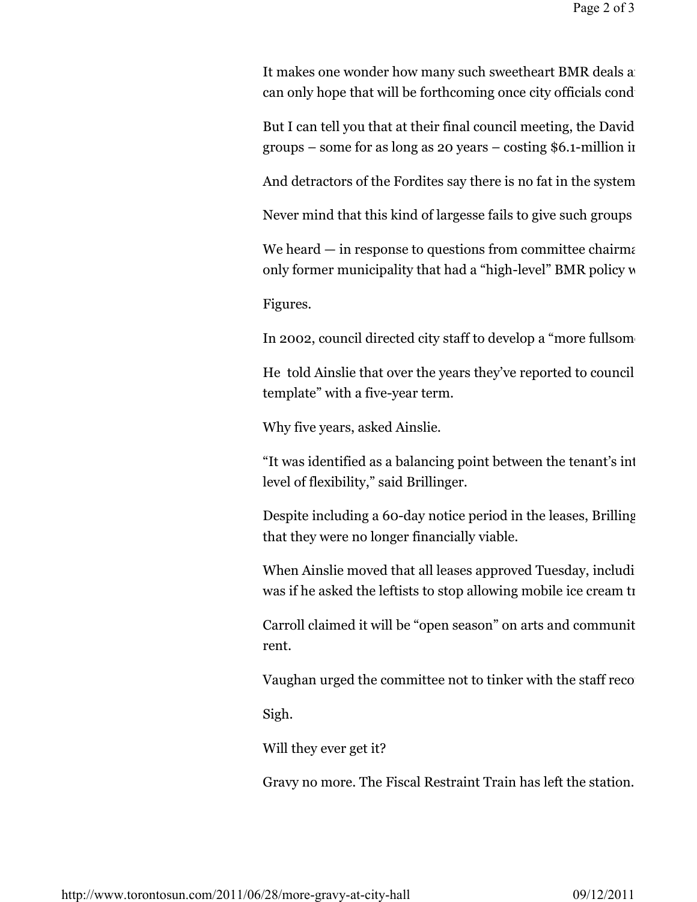It makes one wonder how many such sweetheart BMR deals a can only hope that will be forthcoming once city officials cond

But I can tell you that at their final council meeting, the David groups – some for as long as 20 years – costing $6.1-million i

And detractors of the Fordites say there is no fat in the system

Never mind that this kind of largesse fails to give such groups

We heard — in response to questions from committee chairma only former municipality that had a "high-level" BMR policy w

Figures.

In 2002, council directed city staff to develop a "more fullsom

He told Ainslie that over the years they've reported to council template" with a five-year term.

Why five years, asked Ainslie.

"It was identified as a balancing point between the tenant's int level of flexibility," said Brillinger.

Despite including a 60-day notice period in the leases, Brilling that they were no longer financially viable.

When Ainslie moved that all leases approved Tuesday, includi was if he asked the leftists to stop allowing mobile ice cream t

Carroll claimed it will be "open season" on arts and communit rent.

Vaughan urged the committee not to tinker with the staff reco

Sigh.

Will they ever get it?

Gravy no more. The Fiscal Restraint Train has left the station.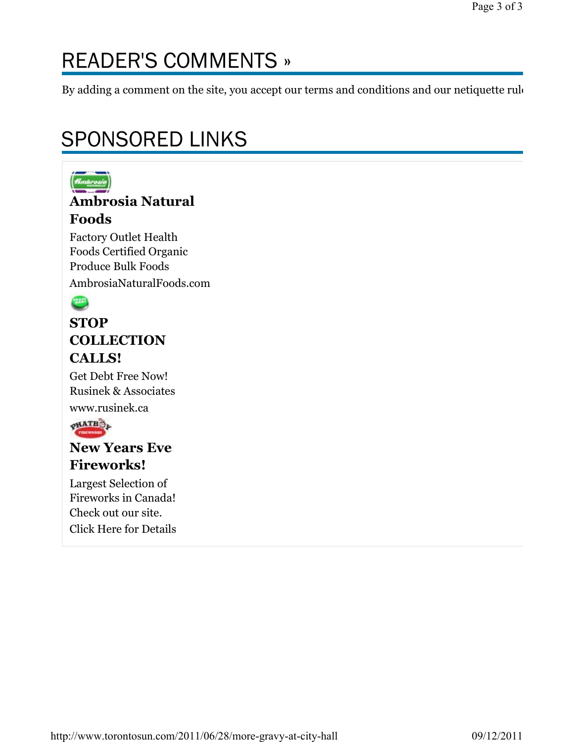# READER'S COMMENTS »

By adding a comment on the site, you accept our terms and conditions and our netiquette rul

# SPONSORED LINKS

**Ambrosia Natural Foods**

Factory Outlet Health Foods Certified Organic Produce Bulk Foods

AmbrosiaNaturalFoods.com

**STOP COLLECTION CALLS!**

Get Debt Free Now! Rusinek & Associates

www.rusinek.ca

**New Years Eve Fireworks!**

Largest Selection of Fireworks in Canada! Check out our site.

Click Here for Details